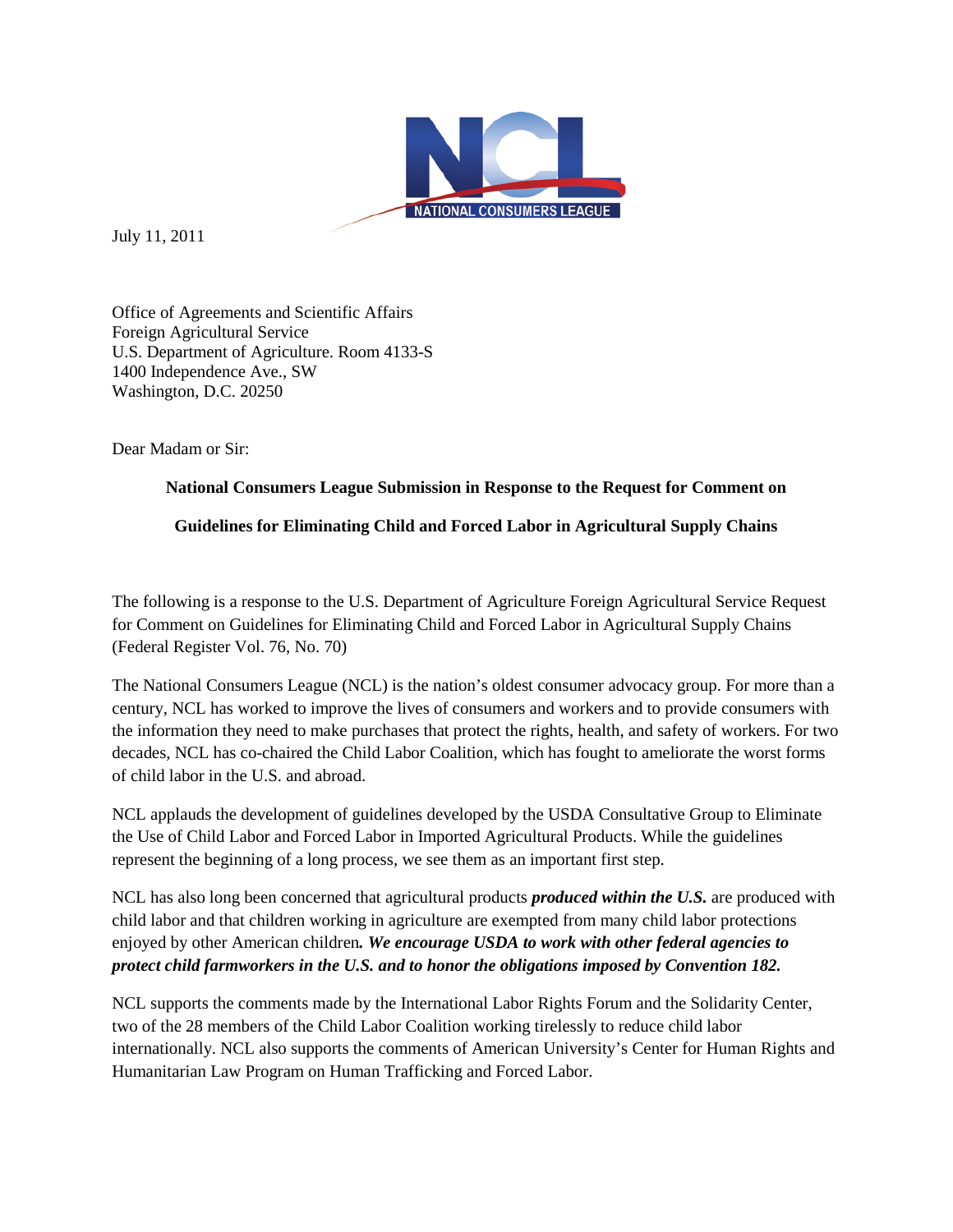NATIONAL CONSUMERS LEAGUE

July 11, 2011

Office of Agreements and Scientific Affairs
Foreign Agricultural Service
U.S. Department of Agriculture. Room 4133-S
1400 Independence Ave., SW
Washington, D.C. 20250

Dear Madam or Sir:

**National Consumers League Submission in Response to the Request for Comment on Guidelines for Eliminating Child and Forced Labor in Agricultural Supply Chains**

The following is a response to the U.S. Department of Agriculture Foreign Agricultural Service Request for Comment on Guidelines for Eliminating Child and Forced Labor in Agricultural Supply Chains (Federal Register Vol. 76, No. 70)

The National Consumers League (NCL) is the nation's oldest consumer advocacy group. For more than a century, NCL has worked to improve the lives of consumers and workers and to provide consumers with the information they need to make purchases that protect the rights, health, and safety of workers. For two decades, NCL has co-chaired the Child Labor Coalition, which has fought to ameliorate the worst forms of child labor in the U.S. and abroad.

NCL applauds the development of guidelines developed by the USDA Consultative Group to Eliminate the Use of Child Labor and Forced Labor in Imported Agricultural Products. While the guidelines represent the beginning of a long process, we see them as an important first step.

NCL has also long been concerned that agricultural products ***produced within the U.S.*** are produced with child labor and that children working in agriculture are exempted from many child labor protections enjoyed by other American children***. We encourage USDA to work with other federal agencies to protect child farmworkers in the U.S. and to honor the obligations imposed by Convention 182.***

NCL supports the comments made by the International Labor Rights Forum and the Solidarity Center, two of the 28 members of the Child Labor Coalition working tirelessly to reduce child labor internationally. NCL also supports the comments of American University's Center for Human Rights and Humanitarian Law Program on Human Trafficking and Forced Labor.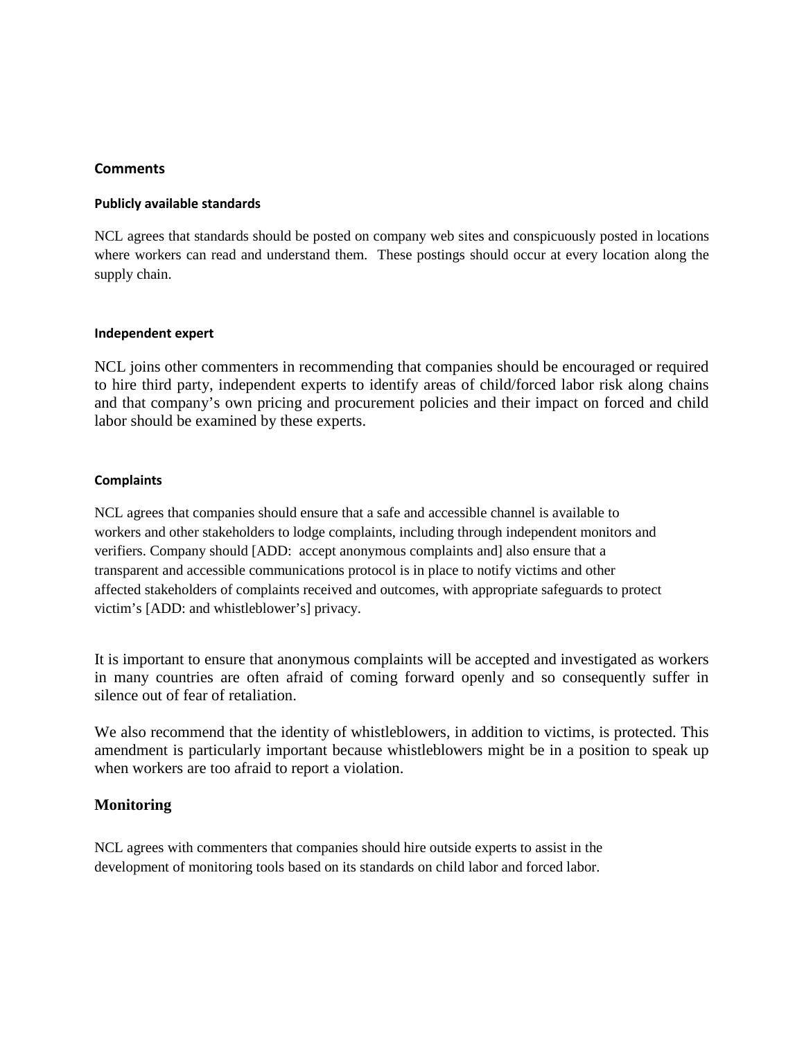## Comments

### Publicly available standards

NCL agrees that standards should be posted on company web sites and conspicuously posted in locations where workers can read and understand them. These postings should occur at every location along the supply chain.

### Independent expert

NCL joins other commenters in recommending that companies should be encouraged or required to hire third party, independent experts to identify areas of child/forced labor risk along chains and that company's own pricing and procurement policies and their impact on forced and child labor should be examined by these experts.

### Complaints

NCL agrees that companies should ensure that a safe and accessible channel is available to workers and other stakeholders to lodge complaints, including through independent monitors and verifiers. Company should [ADD: accept anonymous complaints and] also ensure that a transparent and accessible communications protocol is in place to notify victims and other affected stakeholders of complaints received and outcomes, with appropriate safeguards to protect victim's [ADD: and whistleblower's] privacy.

It is important to ensure that anonymous complaints will be accepted and investigated as workers in many countries are often afraid of coming forward openly and so consequently suffer in silence out of fear of retaliation.

We also recommend that the identity of whistleblowers, in addition to victims, is protected. This amendment is particularly important because whistleblowers might be in a position to speak up when workers are too afraid to report a violation.

### Monitoring

NCL agrees with commenters that companies should hire outside experts to assist in the development of monitoring tools based on its standards on child labor and forced labor.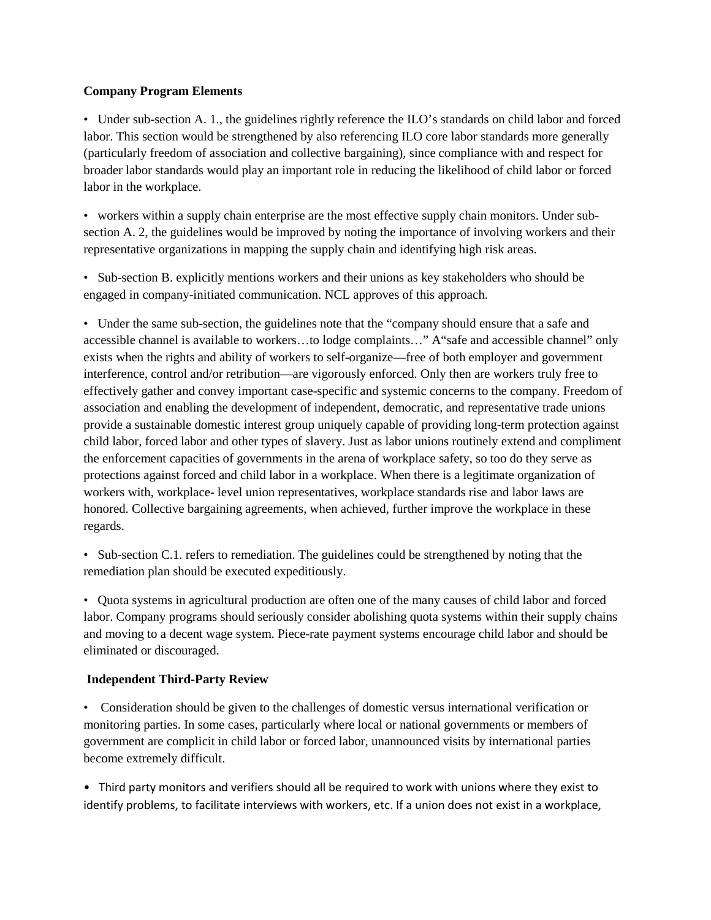**Company Program Elements**

- Under sub-section A. 1., the guidelines rightly reference the ILO's standards on child labor and forced labor. This section would be strengthened by also referencing ILO core labor standards more generally (particularly freedom of association and collective bargaining), since compliance with and respect for broader labor standards would play an important role in reducing the likelihood of child labor or forced labor in the workplace.

- workers within a supply chain enterprise are the most effective supply chain monitors. Under sub-section A. 2, the guidelines would be improved by noting the importance of involving workers and their representative organizations in mapping the supply chain and identifying high risk areas.

- Sub-section B. explicitly mentions workers and their unions as key stakeholders who should be engaged in company-initiated communication. NCL approves of this approach.

- Under the same sub-section, the guidelines note that the "company should ensure that a safe and accessible channel is available to workers…to lodge complaints…" A"safe and accessible channel" only exists when the rights and ability of workers to self-organize—free of both employer and government interference, control and/or retribution—are vigorously enforced. Only then are workers truly free to effectively gather and convey important case-specific and systemic concerns to the company. Freedom of association and enabling the development of independent, democratic, and representative trade unions provide a sustainable domestic interest group uniquely capable of providing long-term protection against child labor, forced labor and other types of slavery. Just as labor unions routinely extend and compliment the enforcement capacities of governments in the arena of workplace safety, so too do they serve as protections against forced and child labor in a workplace. When there is a legitimate organization of workers with, workplace- level union representatives, workplace standards rise and labor laws are honored. Collective bargaining agreements, when achieved, further improve the workplace in these regards.

- Sub-section C.1. refers to remediation. The guidelines could be strengthened by noting that the remediation plan should be executed expeditiously.

- Quota systems in agricultural production are often one of the many causes of child labor and forced labor. Company programs should seriously consider abolishing quota systems within their supply chains and moving to a decent wage system. Piece-rate payment systems encourage child labor and should be eliminated or discouraged.

**Independent Third-Party Review**

- Consideration should be given to the challenges of domestic versus international verification or monitoring parties. In some cases, particularly where local or national governments or members of government are complicit in child labor or forced labor, unannounced visits by international parties become extremely difficult.

- Third party monitors and verifiers should all be required to work with unions where they exist to identify problems, to facilitate interviews with workers, etc. If a union does not exist in a workplace,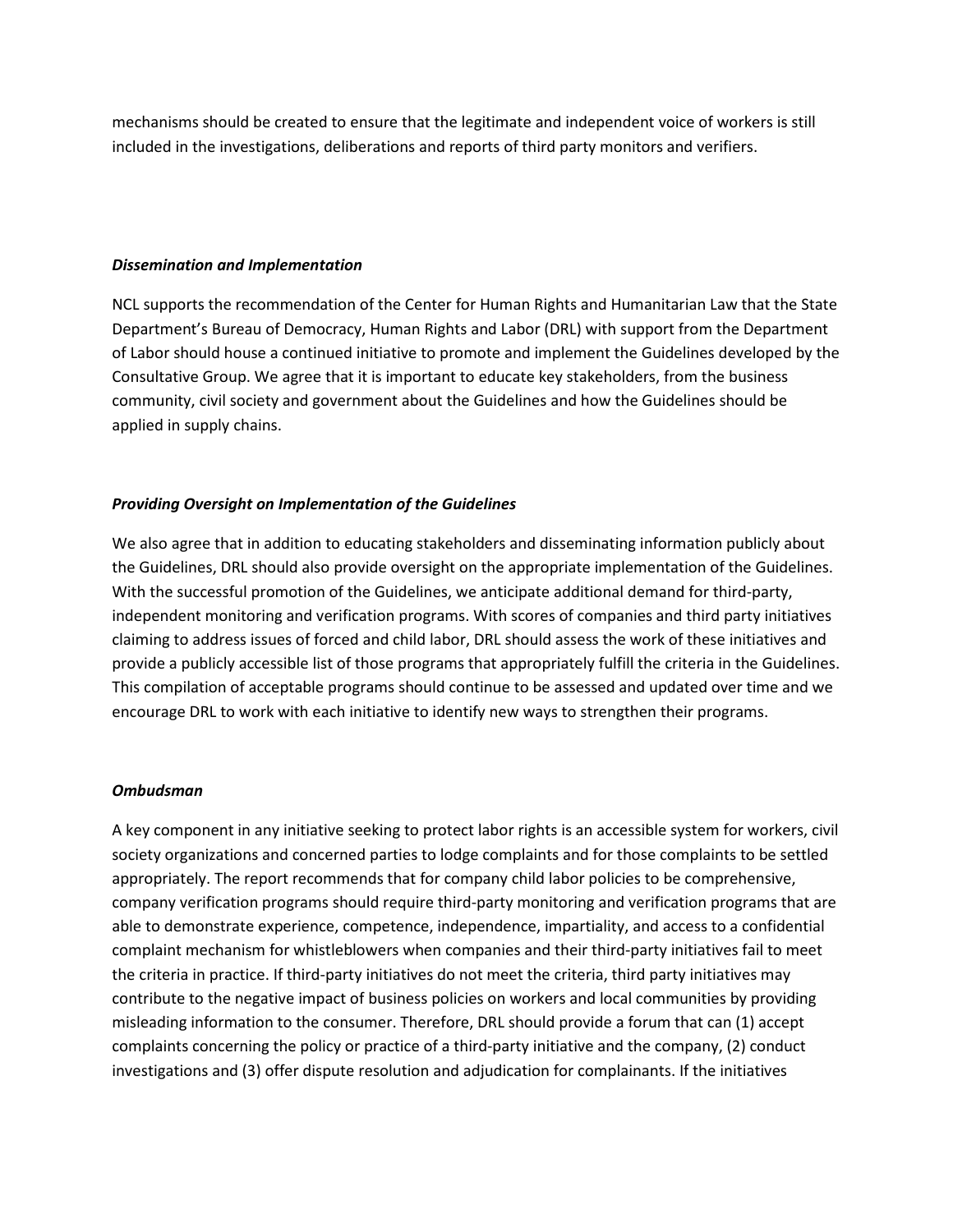mechanisms should be created to ensure that the legitimate and independent voice of workers is still included in the investigations, deliberations and reports of third party monitors and verifiers.

***Dissemination and Implementation***

NCL supports the recommendation of the Center for Human Rights and Humanitarian Law that the State Department's Bureau of Democracy, Human Rights and Labor (DRL) with support from the Department of Labor should house a continued initiative to promote and implement the Guidelines developed by the Consultative Group. We agree that it is important to educate key stakeholders, from the business community, civil society and government about the Guidelines and how the Guidelines should be applied in supply chains.

***Providing Oversight on Implementation of the Guidelines***

We also agree that in addition to educating stakeholders and disseminating information publicly about the Guidelines, DRL should also provide oversight on the appropriate implementation of the Guidelines. With the successful promotion of the Guidelines, we anticipate additional demand for third-party, independent monitoring and verification programs. With scores of companies and third party initiatives claiming to address issues of forced and child labor, DRL should assess the work of these initiatives and provide a publicly accessible list of those programs that appropriately fulfill the criteria in the Guidelines. This compilation of acceptable programs should continue to be assessed and updated over time and we encourage DRL to work with each initiative to identify new ways to strengthen their programs.

***Ombudsman***

A key component in any initiative seeking to protect labor rights is an accessible system for workers, civil society organizations and concerned parties to lodge complaints and for those complaints to be settled appropriately. The report recommends that for company child labor policies to be comprehensive, company verification programs should require third-party monitoring and verification programs that are able to demonstrate experience, competence, independence, impartiality, and access to a confidential complaint mechanism for whistleblowers when companies and their third-party initiatives fail to meet the criteria in practice. If third-party initiatives do not meet the criteria, third party initiatives may contribute to the negative impact of business policies on workers and local communities by providing misleading information to the consumer. Therefore, DRL should provide a forum that can (1) accept complaints concerning the policy or practice of a third-party initiative and the company, (2) conduct investigations and (3) offer dispute resolution and adjudication for complainants. If the initiatives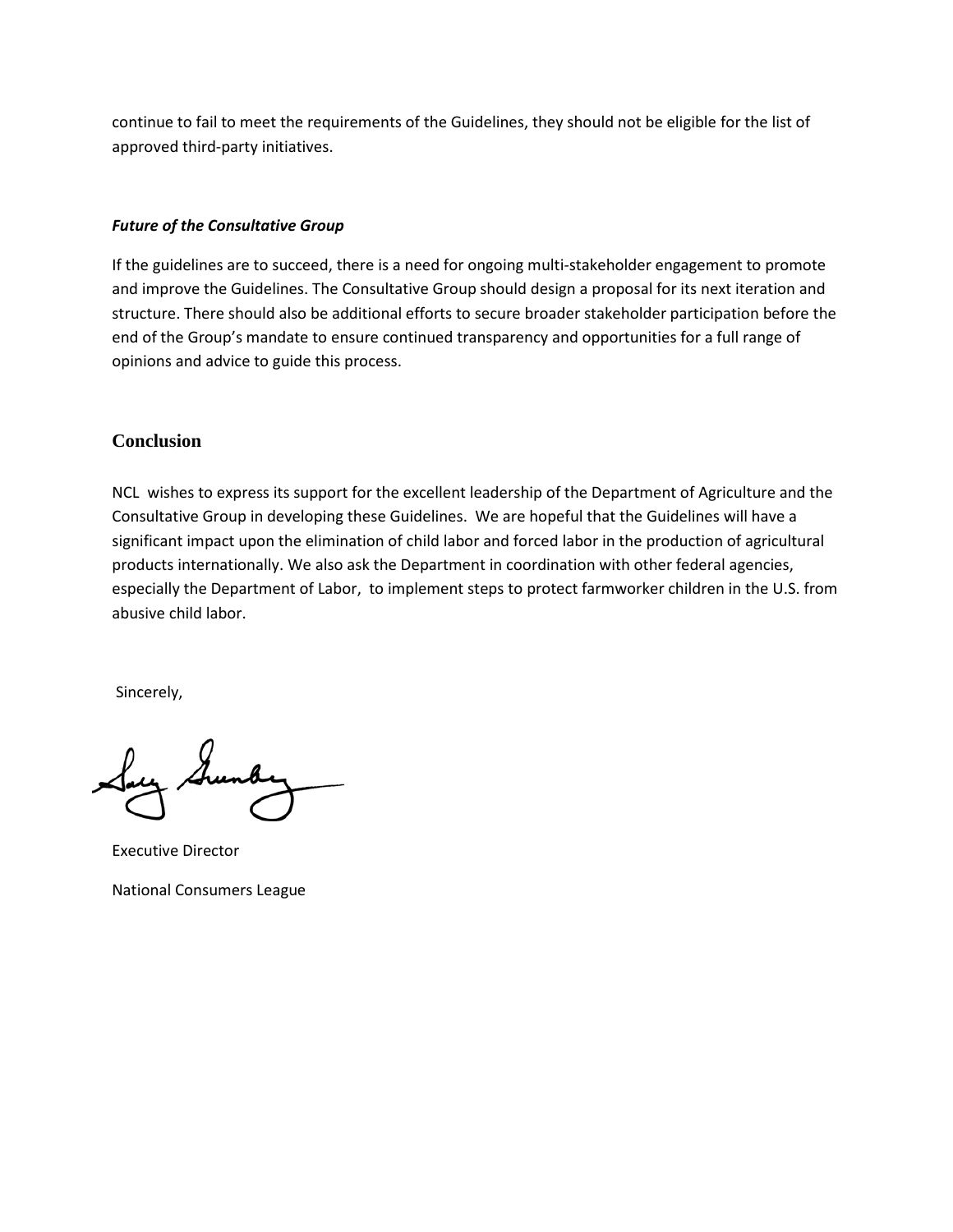continue to fail to meet the requirements of the Guidelines, they should not be eligible for the list of approved third-party initiatives.

***Future of the Consultative Group***

If the guidelines are to succeed, there is a need for ongoing multi-stakeholder engagement to promote and improve the Guidelines. The Consultative Group should design a proposal for its next iteration and structure. There should also be additional efforts to secure broader stakeholder participation before the end of the Group's mandate to ensure continued transparency and opportunities for a full range of opinions and advice to guide this process.

## Conclusion

NCL wishes to express its support for the excellent leadership of the Department of Agriculture and the Consultative Group in developing these Guidelines. We are hopeful that the Guidelines will have a significant impact upon the elimination of child labor and forced labor in the production of agricultural products internationally. We also ask the Department in coordination with other federal agencies, especially the Department of Labor, to implement steps to protect farmworker children in the U.S. from abusive child labor.

Sincerely,

Executive Director

National Consumers League